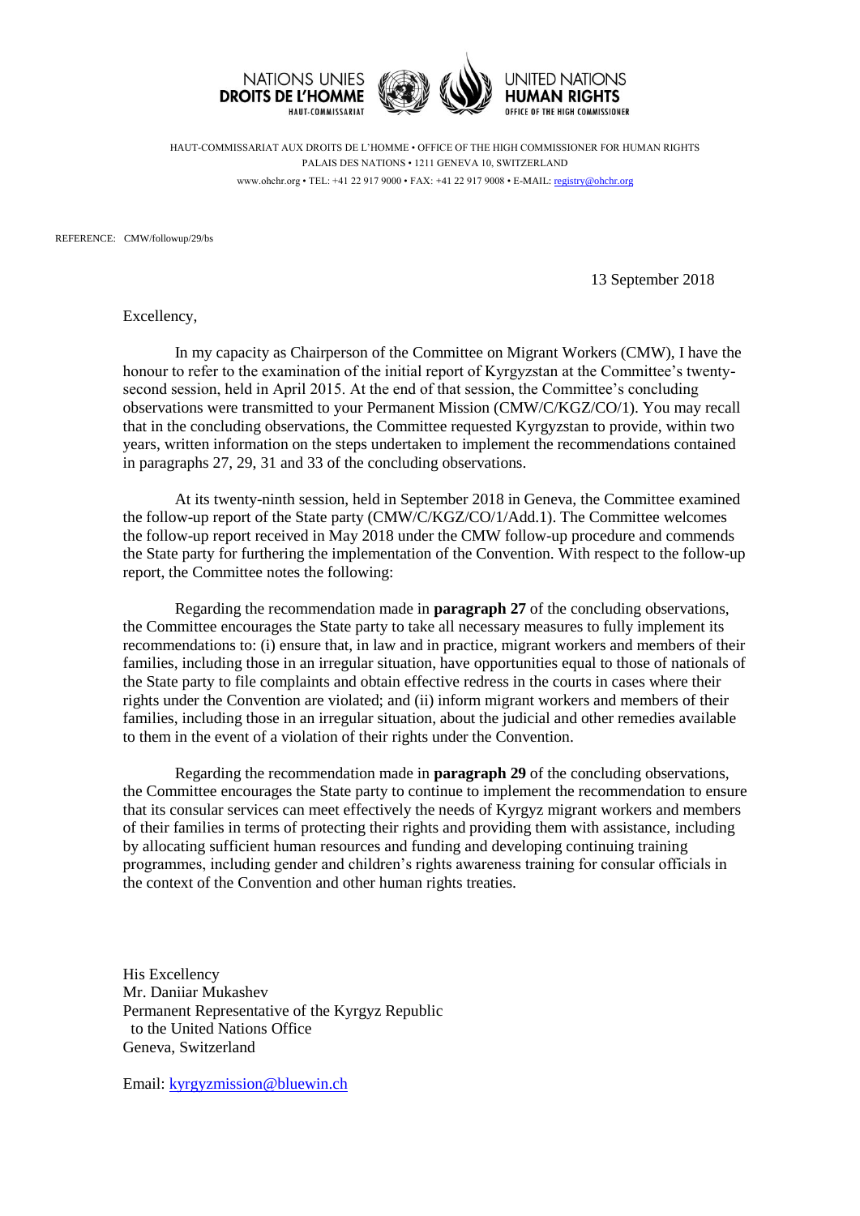NATIONS UNIES
**DROITS DE L'HOMME**
HAUT-COMMISSARIAT

UNITED NATIONS
**HUMAN RIGHTS**
OFFICE OF THE HIGH COMMISSIONER

HAUT-COMMISSARIAT AUX DROITS DE L'HOMME • OFFICE OF THE HIGH COMMISSIONER FOR HUMAN RIGHTS
PALAIS DES NATIONS • 1211 GENEVA 10, SWITZERLAND
www.ohchr.org • TEL: +41 22 917 9000 • FAX: +41 22 917 9008 • E-MAIL: registry@ohchr.org

REFERENCE: CMW/followup/29/bs

13 September 2018

Excellency,

In my capacity as Chairperson of the Committee on Migrant Workers (CMW), I have the honour to refer to the examination of the initial report of Kyrgyzstan at the Committee's twenty-second session, held in April 2015. At the end of that session, the Committee's concluding observations were transmitted to your Permanent Mission (CMW/C/KGZ/CO/1). You may recall that in the concluding observations, the Committee requested Kyrgyzstan to provide, within two years, written information on the steps undertaken to implement the recommendations contained in paragraphs 27, 29, 31 and 33 of the concluding observations.

At its twenty-ninth session, held in September 2018 in Geneva, the Committee examined the follow-up report of the State party (CMW/C/KGZ/CO/1/Add.1). The Committee welcomes the follow-up report received in May 2018 under the CMW follow-up procedure and commends the State party for furthering the implementation of the Convention. With respect to the follow-up report, the Committee notes the following:

Regarding the recommendation made in **paragraph 27** of the concluding observations, the Committee encourages the State party to take all necessary measures to fully implement its recommendations to: (i) ensure that, in law and in practice, migrant workers and members of their families, including those in an irregular situation, have opportunities equal to those of nationals of the State party to file complaints and obtain effective redress in the courts in cases where their rights under the Convention are violated; and (ii) inform migrant workers and members of their families, including those in an irregular situation, about the judicial and other remedies available to them in the event of a violation of their rights under the Convention.

Regarding the recommendation made in **paragraph 29** of the concluding observations, the Committee encourages the State party to continue to implement the recommendation to ensure that its consular services can meet effectively the needs of Kyrgyz migrant workers and members of their families in terms of protecting their rights and providing them with assistance, including by allocating sufficient human resources and funding and developing continuing training programmes, including gender and children's rights awareness training for consular officials in the context of the Convention and other human rights treaties.

His Excellency
Mr. Daniiar Mukashev
Permanent Representative of the Kyrgyz Republic
to the United Nations Office
Geneva, Switzerland

Email: kyrgyzmission@bluewin.ch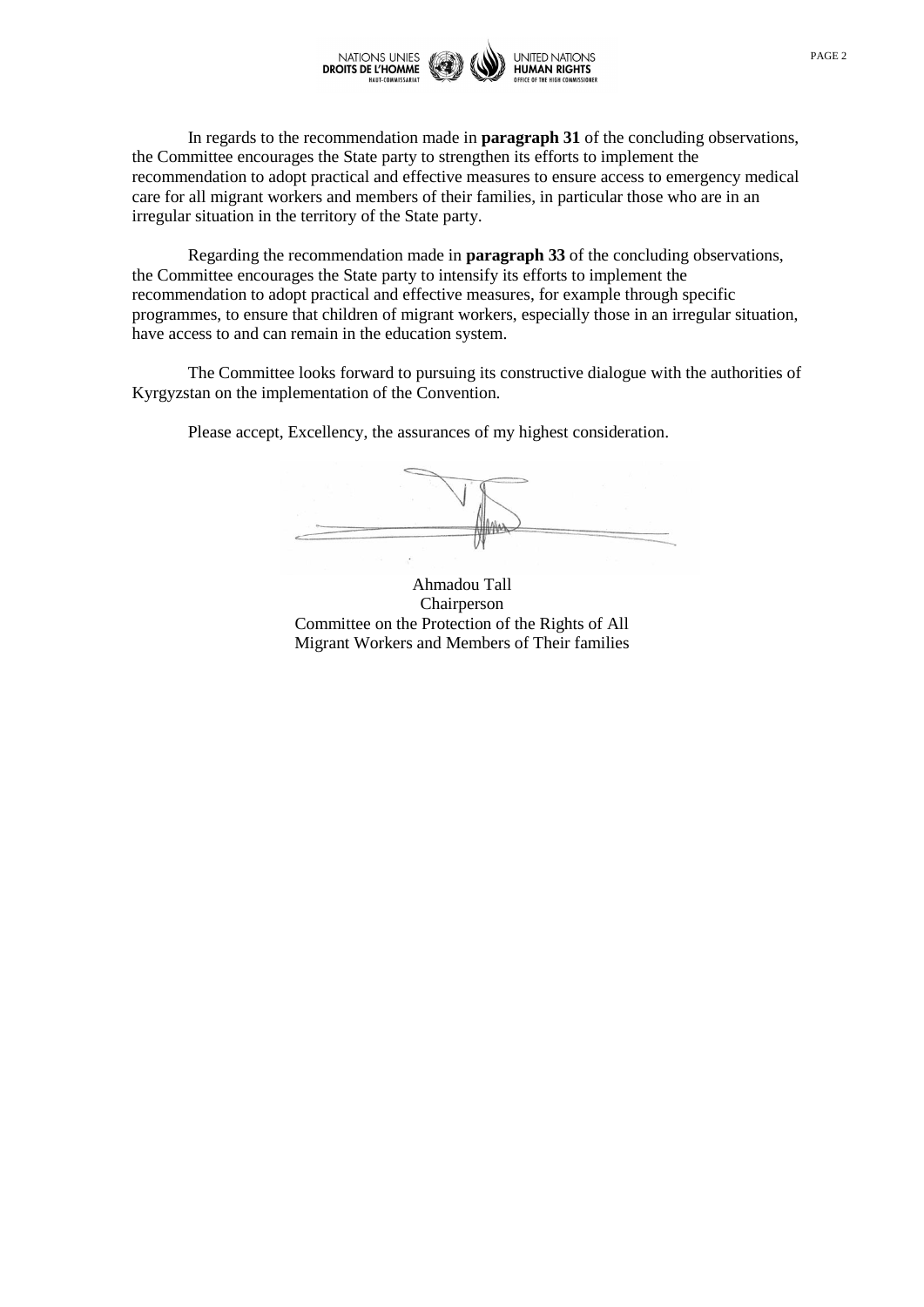In regards to the recommendation made in **paragraph 31** of the concluding observations, the Committee encourages the State party to strengthen its efforts to implement the recommendation to adopt practical and effective measures to ensure access to emergency medical care for all migrant workers and members of their families, in particular those who are in an irregular situation in the territory of the State party.

Regarding the recommendation made in **paragraph 33** of the concluding observations, the Committee encourages the State party to intensify its efforts to implement the recommendation to adopt practical and effective measures, for example through specific programmes, to ensure that children of migrant workers, especially those in an irregular situation, have access to and can remain in the education system.

The Committee looks forward to pursuing its constructive dialogue with the authorities of Kyrgyzstan on the implementation of the Convention.

Please accept, Excellency, the assurances of my highest consideration.

Ahmadou Tall
Chairperson
Committee on the Protection of the Rights of All
Migrant Workers and Members of Their families